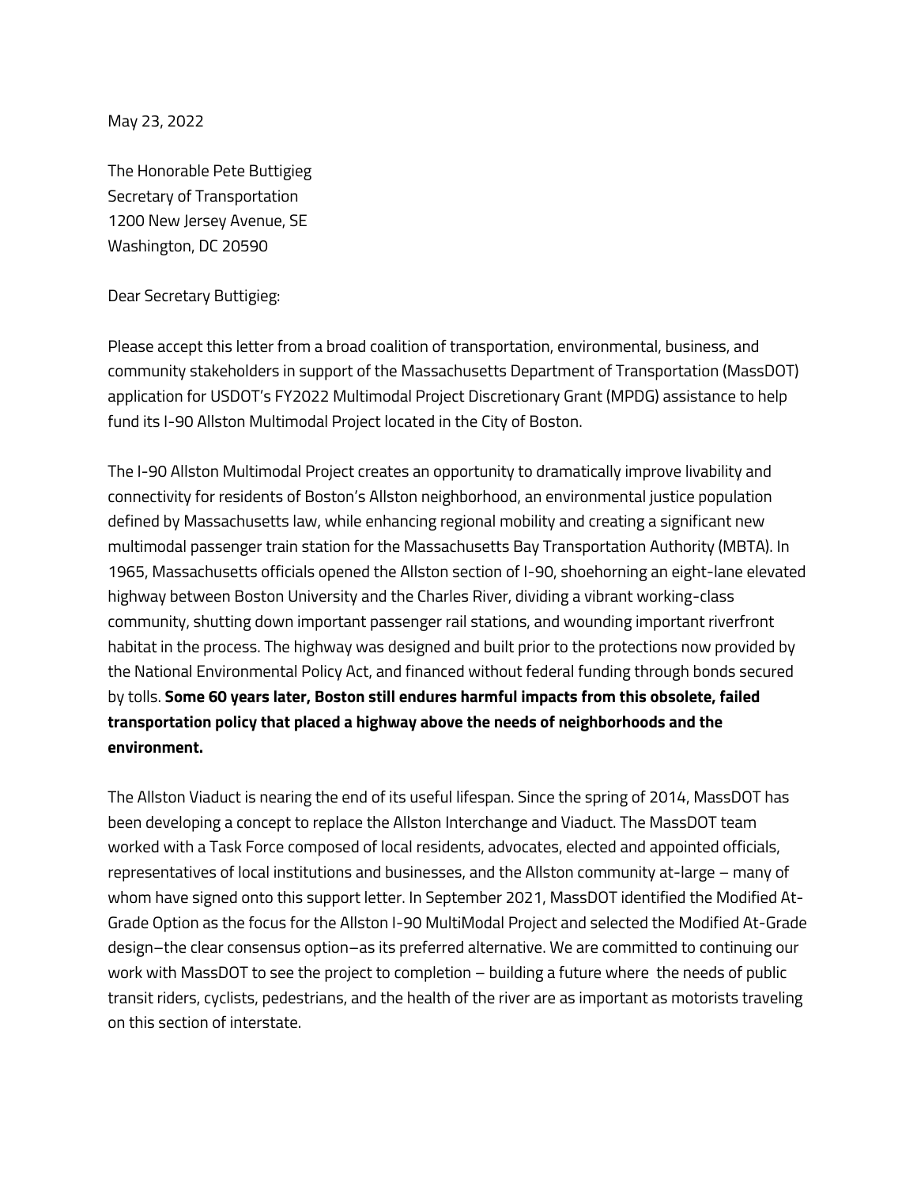May 23, 2022

The Honorable Pete Buttigieg
Secretary of Transportation
1200 New Jersey Avenue, SE
Washington, DC 20590

Dear Secretary Buttigieg:

Please accept this letter from a broad coalition of transportation, environmental, business, and community stakeholders in support of the Massachusetts Department of Transportation (MassDOT) application for USDOT's FY2022 Multimodal Project Discretionary Grant (MPDG) assistance to help fund its I-90 Allston Multimodal Project located in the City of Boston.

The I-90 Allston Multimodal Project creates an opportunity to dramatically improve livability and connectivity for residents of Boston's Allston neighborhood, an environmental justice population defined by Massachusetts law, while enhancing regional mobility and creating a significant new multimodal passenger train station for the Massachusetts Bay Transportation Authority (MBTA). In 1965, Massachusetts officials opened the Allston section of I-90, shoehorning an eight-lane elevated highway between Boston University and the Charles River, dividing a vibrant working-class community, shutting down important passenger rail stations, and wounding important riverfront habitat in the process. The highway was designed and built prior to the protections now provided by the National Environmental Policy Act, and financed without federal funding through bonds secured by tolls. **Some 60 years later, Boston still endures harmful impacts from this obsolete, failed transportation policy that placed a highway above the needs of neighborhoods and the environment.**

The Allston Viaduct is nearing the end of its useful lifespan. Since the spring of 2014, MassDOT has been developing a concept to replace the Allston Interchange and Viaduct. The MassDOT team worked with a Task Force composed of local residents, advocates, elected and appointed officials, representatives of local institutions and businesses, and the Allston community at-large – many of whom have signed onto this support letter. In September 2021, MassDOT identified the Modified At-Grade Option as the focus for the Allston I-90 MultiModal Project and selected the Modified At-Grade design–the clear consensus option–as its preferred alternative. We are committed to continuing our work with MassDOT to see the project to completion – building a future where the needs of public transit riders, cyclists, pedestrians, and the health of the river are as important as motorists traveling on this section of interstate.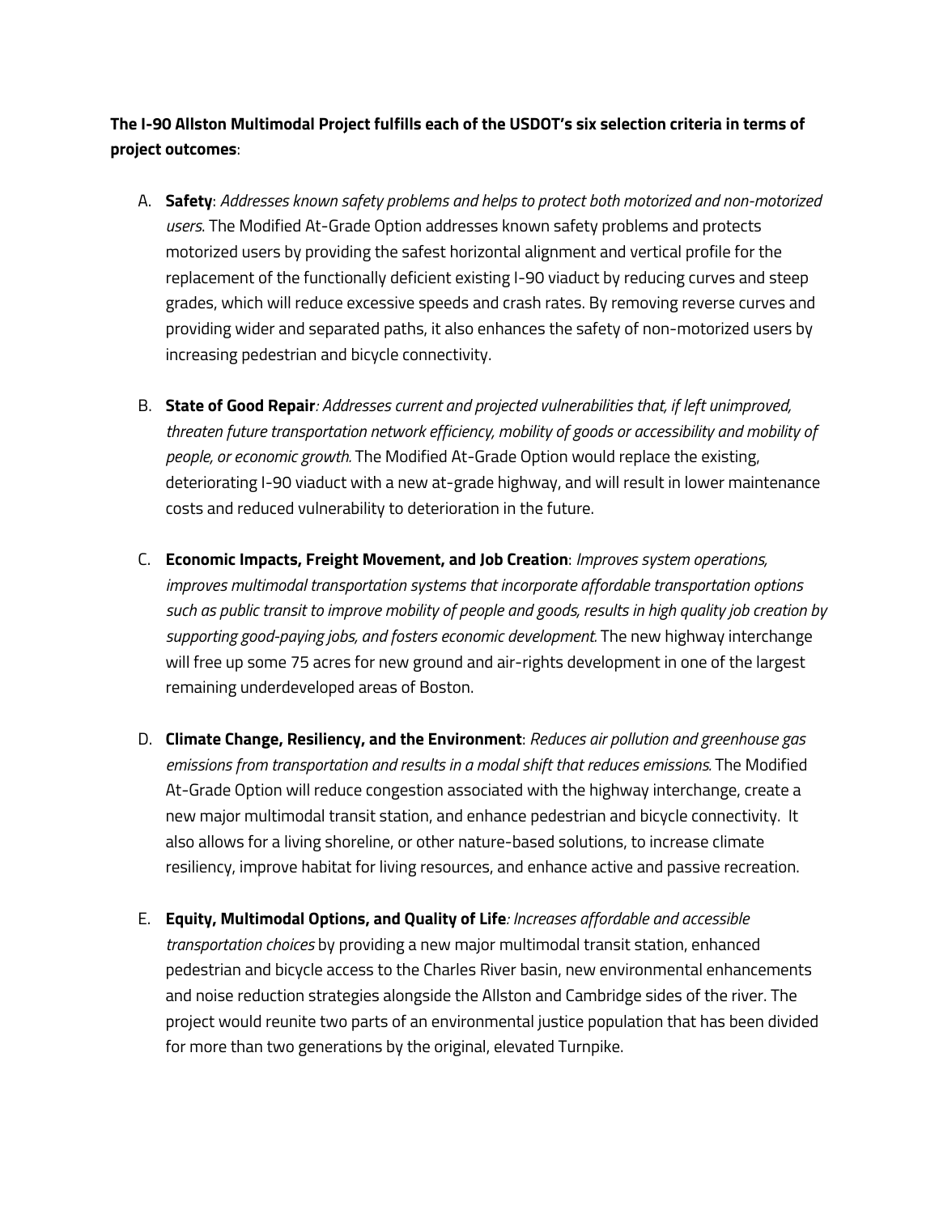**The I-90 Allston Multimodal Project fulfills each of the USDOT's six selection criteria in terms of project outcomes**:

A. **Safety**: *Addresses known safety problems and helps to protect both motorized and non-motorized users.* The Modified At-Grade Option addresses known safety problems and protects motorized users by providing the safest horizontal alignment and vertical profile for the replacement of the functionally deficient existing I-90 viaduct by reducing curves and steep grades, which will reduce excessive speeds and crash rates. By removing reverse curves and providing wider and separated paths, it also enhances the safety of non-motorized users by increasing pedestrian and bicycle connectivity.

B. **State of Good Repair***: Addresses current and projected vulnerabilities that, if left unimproved, threaten future transportation network efficiency, mobility of goods or accessibility and mobility of people, or economic growth.* The Modified At-Grade Option would replace the existing, deteriorating I-90 viaduct with a new at-grade highway, and will result in lower maintenance costs and reduced vulnerability to deterioration in the future.

C. **Economic Impacts, Freight Movement, and Job Creation**: *Improves system operations, improves multimodal transportation systems that incorporate affordable transportation options such as public transit to improve mobility of people and goods, results in high quality job creation by supporting good-paying jobs, and fosters economic development.* The new highway interchange will free up some 75 acres for new ground and air-rights development in one of the largest remaining underdeveloped areas of Boston.

D. **Climate Change, Resiliency, and the Environment**: *Reduces air pollution and greenhouse gas emissions from transportation and results in a modal shift that reduces emissions.* The Modified At-Grade Option will reduce congestion associated with the highway interchange, create a new major multimodal transit station, and enhance pedestrian and bicycle connectivity. It also allows for a living shoreline, or other nature-based solutions, to increase climate resiliency, improve habitat for living resources, and enhance active and passive recreation.

E. **Equity, Multimodal Options, and Quality of Life***: Increases affordable and accessible transportation choices* by providing a new major multimodal transit station, enhanced pedestrian and bicycle access to the Charles River basin, new environmental enhancements and noise reduction strategies alongside the Allston and Cambridge sides of the river. The project would reunite two parts of an environmental justice population that has been divided for more than two generations by the original, elevated Turnpike.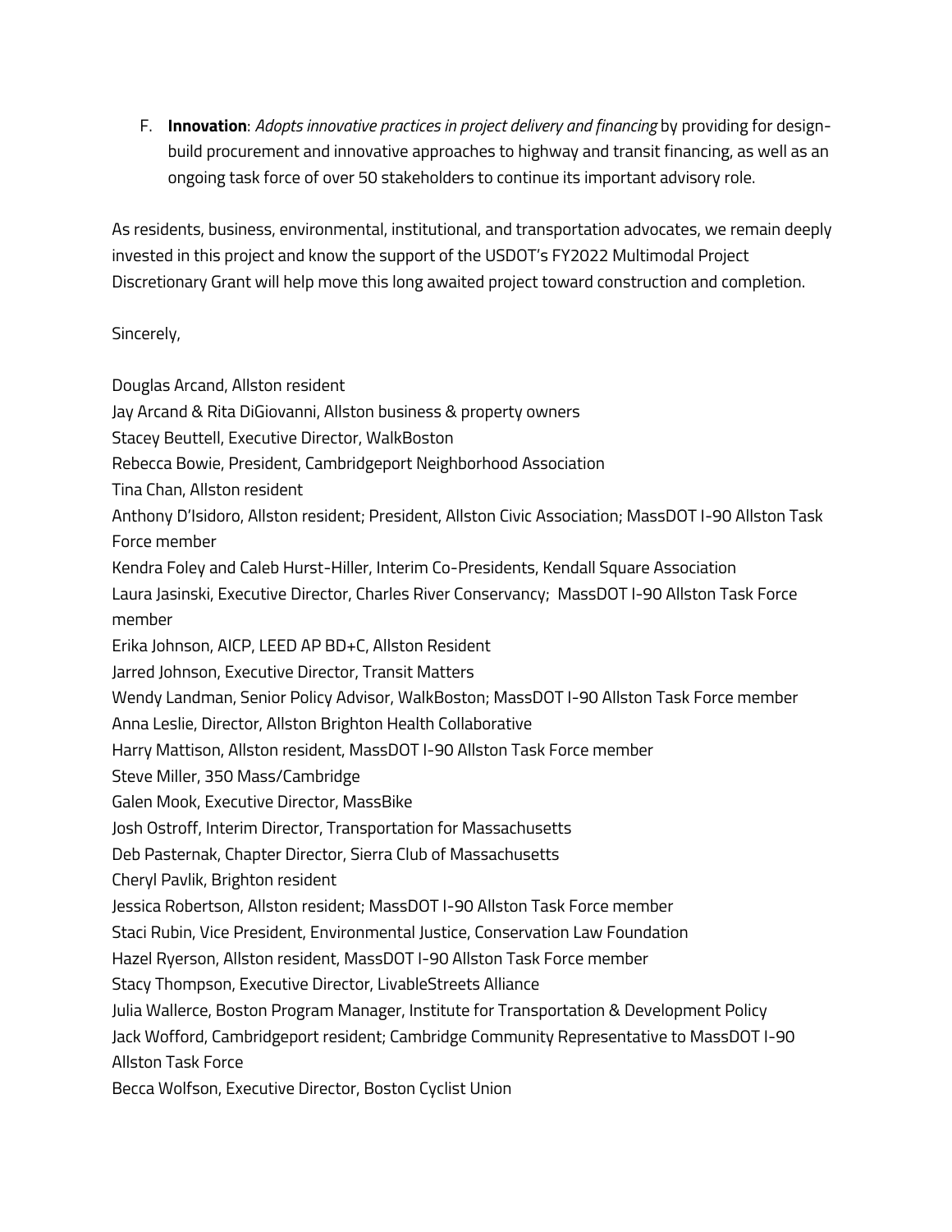F. **Innovation**: *Adopts innovative practices in project delivery and financing* by providing for design-build procurement and innovative approaches to highway and transit financing, as well as an ongoing task force of over 50 stakeholders to continue its important advisory role.

As residents, business, environmental, institutional, and transportation advocates, we remain deeply invested in this project and know the support of the USDOT's FY2022 Multimodal Project Discretionary Grant will help move this long awaited project toward construction and completion.

Sincerely,

Douglas Arcand, Allston resident
Jay Arcand & Rita DiGiovanni, Allston business & property owners
Stacey Beuttell, Executive Director, WalkBoston
Rebecca Bowie, President, Cambridgeport Neighborhood Association
Tina Chan, Allston resident
Anthony D'Isidoro, Allston resident; President, Allston Civic Association; MassDOT I-90 Allston Task Force member
Kendra Foley and Caleb Hurst-Hiller, Interim Co-Presidents, Kendall Square Association
Laura Jasinski, Executive Director, Charles River Conservancy; MassDOT I-90 Allston Task Force member
Erika Johnson, AICP, LEED AP BD+C, Allston Resident
Jarred Johnson, Executive Director, Transit Matters
Wendy Landman, Senior Policy Advisor, WalkBoston; MassDOT I-90 Allston Task Force member
Anna Leslie, Director, Allston Brighton Health Collaborative
Harry Mattison, Allston resident, MassDOT I-90 Allston Task Force member
Steve Miller, 350 Mass/Cambridge
Galen Mook, Executive Director, MassBike
Josh Ostroff, Interim Director, Transportation for Massachusetts
Deb Pasternak, Chapter Director, Sierra Club of Massachusetts
Cheryl Pavlik, Brighton resident
Jessica Robertson, Allston resident; MassDOT I-90 Allston Task Force member
Staci Rubin, Vice President, Environmental Justice, Conservation Law Foundation
Hazel Ryerson, Allston resident, MassDOT I-90 Allston Task Force member
Stacy Thompson, Executive Director, LivableStreets Alliance
Julia Wallerce, Boston Program Manager, Institute for Transportation & Development Policy
Jack Wofford, Cambridgeport resident; Cambridge Community Representative to MassDOT I-90 Allston Task Force
Becca Wolfson, Executive Director, Boston Cyclist Union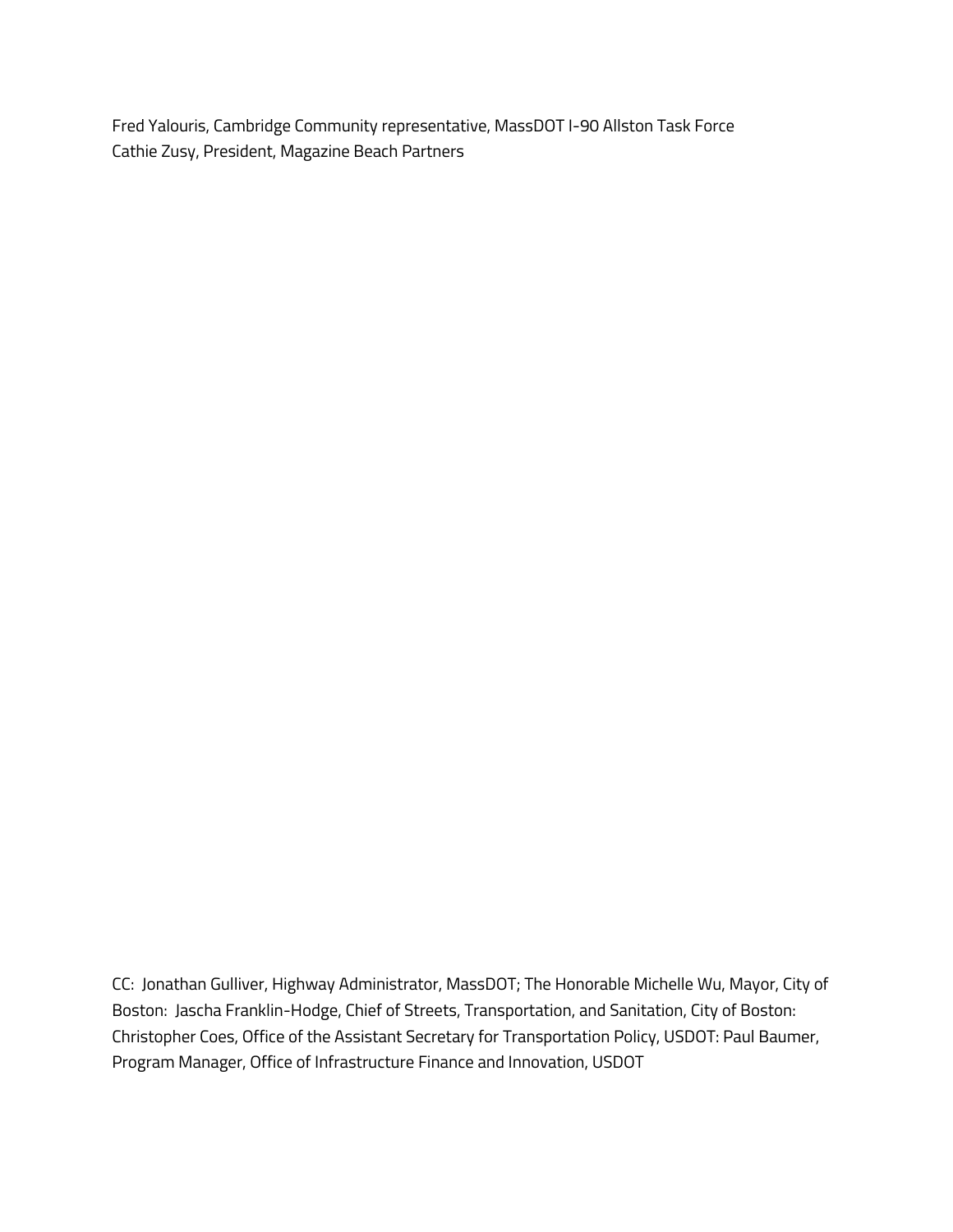Fred Yalouris, Cambridge Community representative, MassDOT I-90 Allston Task Force
Cathie Zusy, President, Magazine Beach Partners

CC: Jonathan Gulliver, Highway Administrator, MassDOT; The Honorable Michelle Wu, Mayor, City of Boston: Jascha Franklin-Hodge, Chief of Streets, Transportation, and Sanitation, City of Boston: Christopher Coes, Office of the Assistant Secretary for Transportation Policy, USDOT: Paul Baumer, Program Manager, Office of Infrastructure Finance and Innovation, USDOT